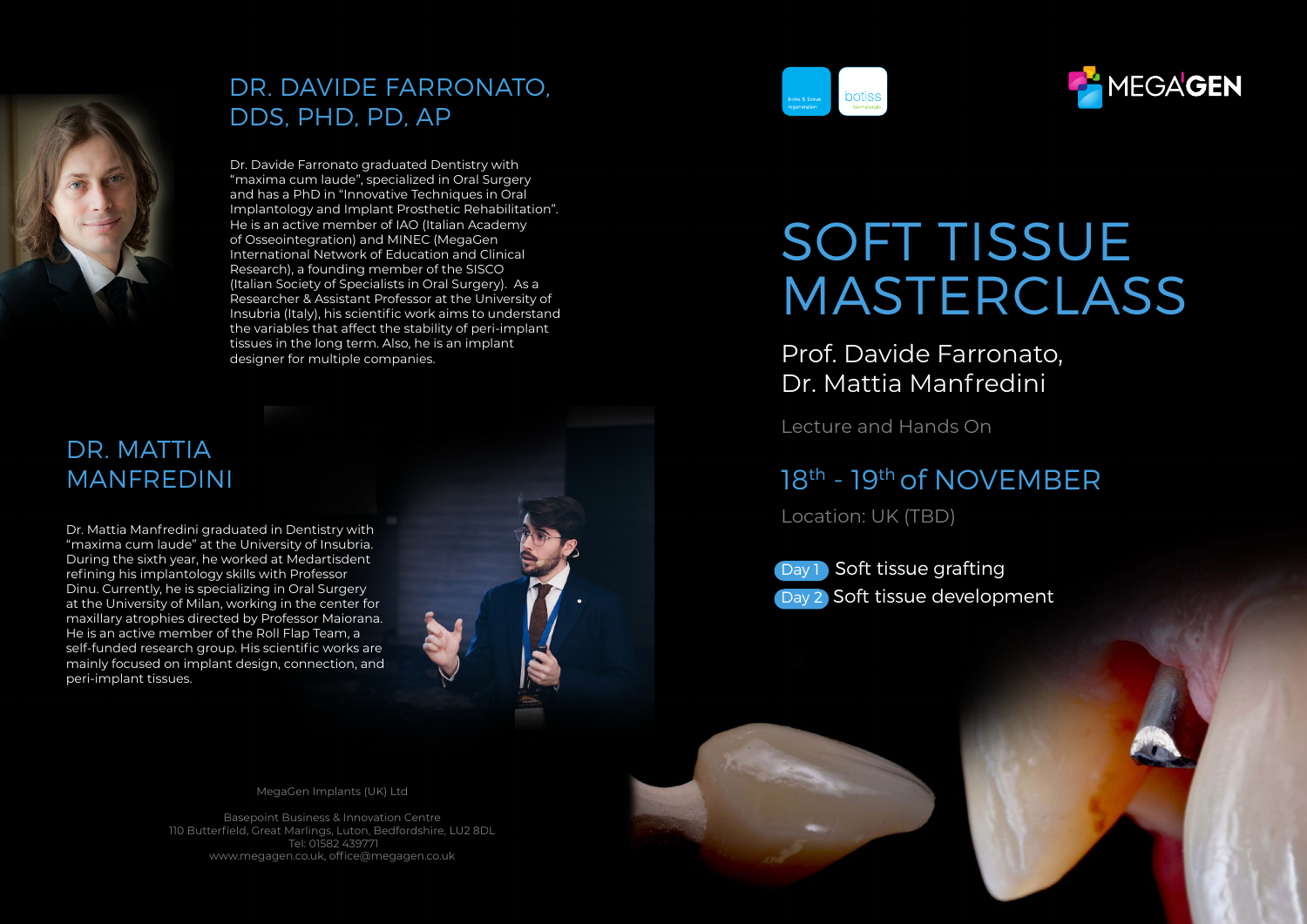# SOFT TISSUE MASTERCLASS

Prof. Davide Farronato,
Dr. Mattia Manfredini

Lecture and Hands On

## 18th - 19th of NOVEMBER

Location: UK (TBD)

**Day 1** Soft tissue grafting

**Day 2** Soft tissue development

## DR. DAVIDE FARRONATO, DDS, PHD, PD, AP

Dr. Davide Farronato graduated Dentistry with "maxima cum laude", specialized in Oral Surgery and has a PhD in "Innovative Techniques in Oral Implantology and Implant Prosthetic Rehabilitation". He is an active member of IAO (Italian Academy of Osseointegration) and MINEC (MegaGen International Network of Education and Clinical Research), a founding member of the SISCO (Italian Society of Specialists in Oral Surgery). As a Researcher & Assistant Professor at the University of Insubria (Italy), his scientific work aims to understand the variables that affect the stability of peri-implant tissues in the long term. Also, he is an implant designer for multiple companies.

## DR. MATTIA MANFREDINI

Dr. Mattia Manfredini graduated in Dentistry with "maxima cum laude" at the University of Insubria. During the sixth year, he worked at Medartisdent refining his implantology skills with Professor Dinu. Currently, he is specializing in Oral Surgery at the University of Milan, working in the center for maxillary atrophies directed by Professor Maiorana. He is an active member of the Roll Flap Team, a self-funded research group. His scientific works are mainly focused on implant design, connection, and peri-implant tissues.

MegaGen Implants (UK) Ltd

Basepoint Business & Innovation Centre
110 Butterfield, Great Marlings, Luton, Bedfordshire, LU2 8DL
Tel: 01582 439771
www.megagen.co.uk, office@megagen.co.uk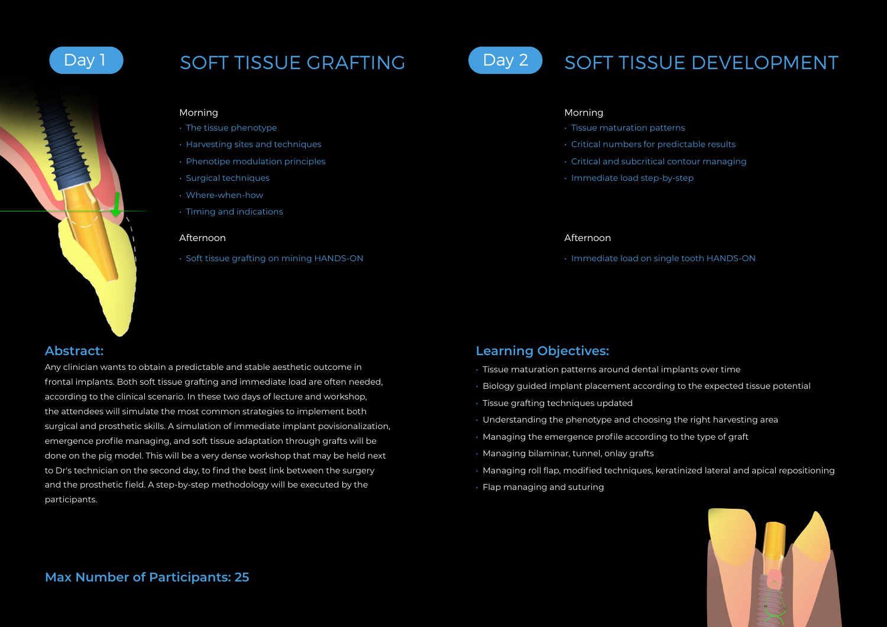## Day 1 SOFT TISSUE GRAFTING

Morning

- The tissue phenotype
- Harvesting sites and techniques
- Phenotipe modulation principles
- Surgical techniques
- Where-when-how
- Timing and indications

Afternoon

- Soft tissue grafting on mining HANDS-ON

## Day 2 SOFT TISSUE DEVELOPMENT

Morning

- Tissue maturation patterns
- Critical numbers for predictable results
- Critical and subcritical contour managing
- Immediate load step-by-step

Afternoon

- Immediate load on single tooth HANDS-ON

### Abstract:

Any clinician wants to obtain a predictable and stable aesthetic outcome in frontal implants. Both soft tissue grafting and immediate load are often needed, according to the clinical scenario. In these two days of lecture and workshop, the attendees will simulate the most common strategies to implement both surgical and prosthetic skills. A simulation of immediate implant povisionalization, emergence profile managing, and soft tissue adaptation through grafts will be done on the pig model. This will be a very dense workshop that may be held next to Dr's technician on the second day, to find the best link between the surgery and the prosthetic field. A step-by-step methodology will be executed by the participants.

### Max Number of Participants: 25

### Learning Objectives:

- Tissue maturation patterns around dental implants over time
- Biology guided implant placement according to the expected tissue potential
- Tissue grafting techniques updated
- Understanding the phenotype and choosing the right harvesting area
- Managing the emergence profile according to the type of graft
- Managing bilaminar, tunnel, onlay grafts
- Managing roll flap, modified techniques, keratinized lateral and apical repositioning
- Flap managing and suturing